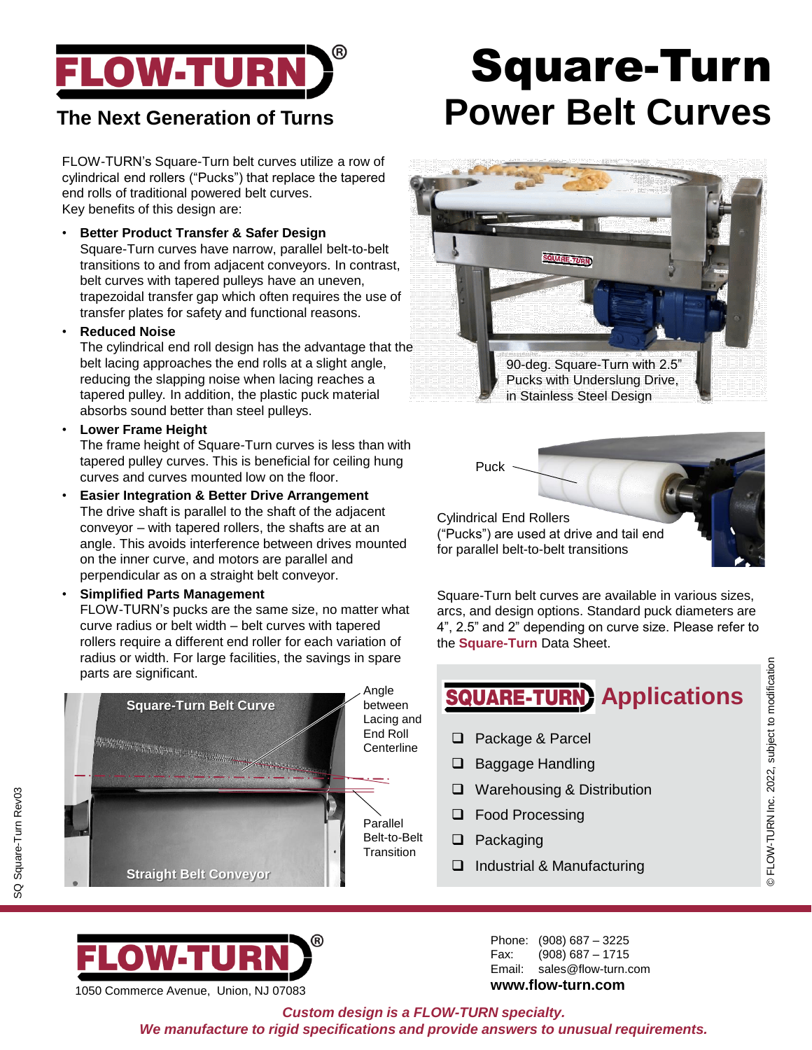# FLOW-TURN®

**The Next Generation of Turns**

# Square-Turn Power Belt Curves

FLOW-TURN's Square-Turn belt curves utilize a row of cylindrical end rollers ("Pucks") that replace the tapered end rolls of traditional powered belt curves.
Key benefits of this design are:

- **Better Product Transfer & Safer Design**
  Square-Turn curves have narrow, parallel belt-to-belt transitions to and from adjacent conveyors. In contrast, belt curves with tapered pulleys have an uneven, trapezoidal transfer gap which often requires the use of transfer plates for safety and functional reasons.
- **Reduced Noise**
  The cylindrical end roll design has the advantage that the belt lacing approaches the end rolls at a slight angle, reducing the slapping noise when lacing reaches a tapered pulley. In addition, the plastic puck material absorbs sound better than steel pulleys.
- **Lower Frame Height**
  The frame height of Square-Turn curves is less than with tapered pulley curves. This is beneficial for ceiling hung curves and curves mounted low on the floor.
- **Easier Integration & Better Drive Arrangement**
  The drive shaft is parallel to the shaft of the adjacent conveyor – with tapered rollers, the shafts are at an angle. This avoids interference between drives mounted on the inner curve, and motors are parallel and perpendicular as on a straight belt conveyor.
- **Simplified Parts Management**
  FLOW-TURN's pucks are the same size, no matter what curve radius or belt width – belt curves with tapered rollers require a different end roller for each variation of radius or width. For large facilities, the savings in spare parts are significant.

90-deg. Square-Turn with 2.5" Pucks with Underslung Drive, in Stainless Steel Design

Puck

Cylindrical End Rollers ("Pucks") are used at drive and tail end for parallel belt-to-belt transitions

Square-Turn Belt Curve

Angle between Lacing and End Roll Centerline

Parallel Belt-to-Belt Transition

Straight Belt Conveyor

Square-Turn belt curves are available in various sizes, arcs, and design options. Standard puck diameters are 4", 2.5" and 2" depending on curve size. Please refer to the **Square-Turn** Data Sheet.

## SQUARE-TURN Applications

- ❑ Package & Parcel
- ❑ Baggage Handling
- ❑ Warehousing & Distribution
- ❑ Food Processing
- ❑ Packaging
- ❑ Industrial & Manufacturing

© FLOW-TURN Inc. 2022, subject to modification

SQ Square-Turn Rev03

FLOW-TURN®
1050 Commerce Avenue, Union, NJ 07083

Phone: (908) 687 – 3225
Fax: (908) 687 – 1715
Email: sales@flow-turn.com
**www.flow-turn.com**

***Custom design is a FLOW-TURN specialty.***
***We manufacture to rigid specifications and provide answers to unusual requirements.***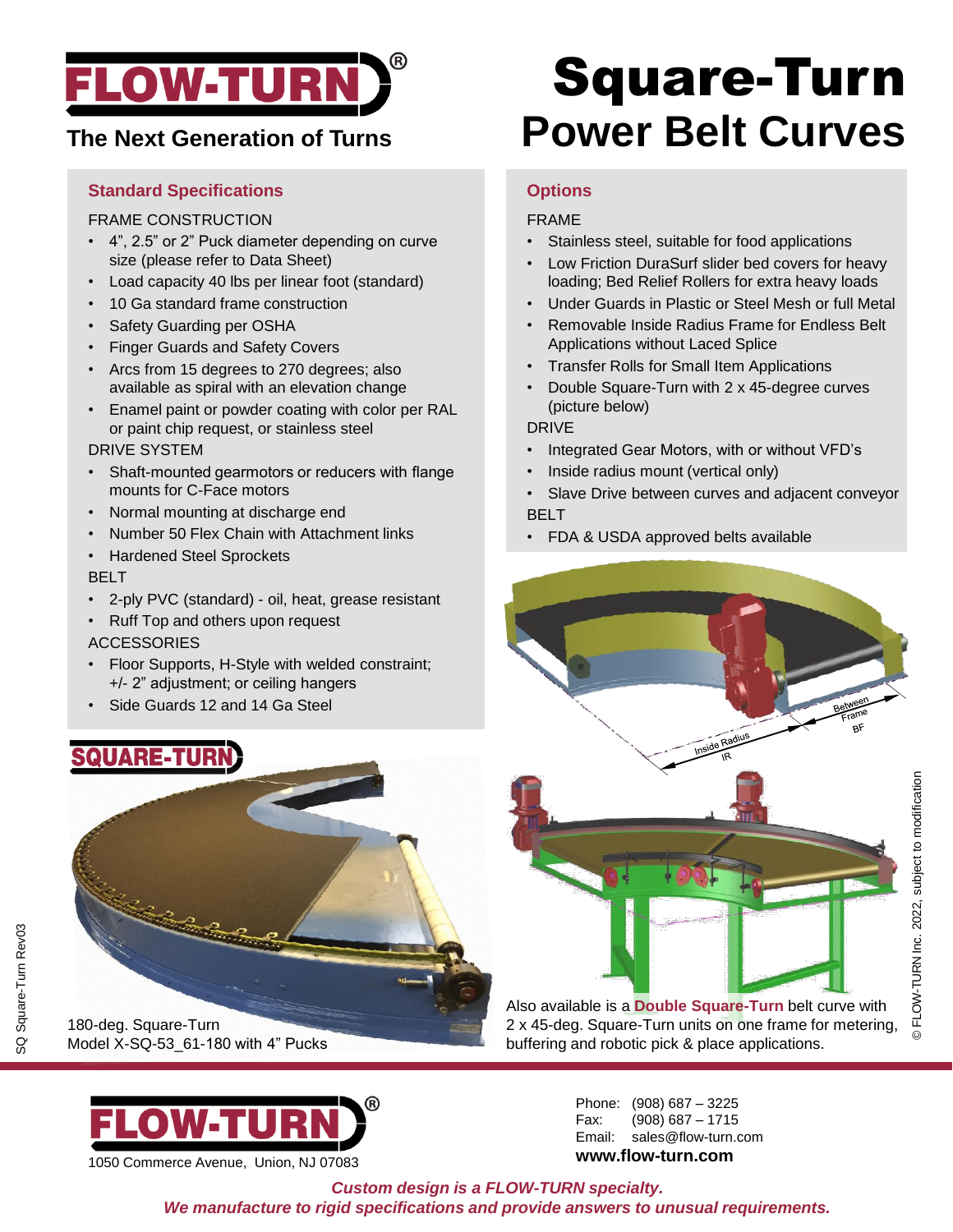# FLOW-TURN®

**The Next Generation of Turns**

# Square-Turn
## Power Belt Curves

### Standard Specifications

FRAME CONSTRUCTION

- 4", 2.5" or 2" Puck diameter depending on curve size (please refer to Data Sheet)
- Load capacity 40 lbs per linear foot (standard)
- 10 Ga standard frame construction
- Safety Guarding per OSHA
- Finger Guards and Safety Covers
- Arcs from 15 degrees to 270 degrees; also available as spiral with an elevation change
- Enamel paint or powder coating with color per RAL or paint chip request, or stainless steel

DRIVE SYSTEM

- Shaft-mounted gearmotors or reducers with flange mounts for C-Face motors
- Normal mounting at discharge end
- Number 50 Flex Chain with Attachment links
- Hardened Steel Sprockets

BELT

- 2-ply PVC (standard) - oil, heat, grease resistant
- Ruff Top and others upon request

ACCESSORIES

- Floor Supports, H-Style with welded constraint; +/- 2" adjustment; or ceiling hangers
- Side Guards 12 and 14 Ga Steel

### Options

FRAME

- Stainless steel, suitable for food applications
- Low Friction DuraSurf slider bed covers for heavy loading; Bed Relief Rollers for extra heavy loads
- Under Guards in Plastic or Steel Mesh or full Metal
- Removable Inside Radius Frame for Endless Belt Applications without Laced Splice
- Transfer Rolls for Small Item Applications
- Double Square-Turn with 2 x 45-degree curves (picture below)

DRIVE

- Integrated Gear Motors, with or without VFD's
- Inside radius mount (vertical only)
- Slave Drive between curves and adjacent conveyor

BELT

- FDA & USDA approved belts available

Inside Radius IR

Between Frame BF

SQUARE-TURN

180-deg. Square-Turn
Model X-SQ-53_61-180 with 4" Pucks

Also available is a **Double Square-Turn** belt curve with 2 x 45-deg. Square-Turn units on one frame for metering, buffering and robotic pick & place applications.

© FLOW-TURN Inc. 2022, subject to modification

SQ Square-Turn Rev03

**FLOW-TURN®**

1050 Commerce Avenue, Union, NJ 07083

Phone: (908) 687 – 3225
Fax: (908) 687 – 1715
Email: sales@flow-turn.com
**www.flow-turn.com**

***Custom design is a FLOW-TURN specialty.***
***We manufacture to rigid specifications and provide answers to unusual requirements.***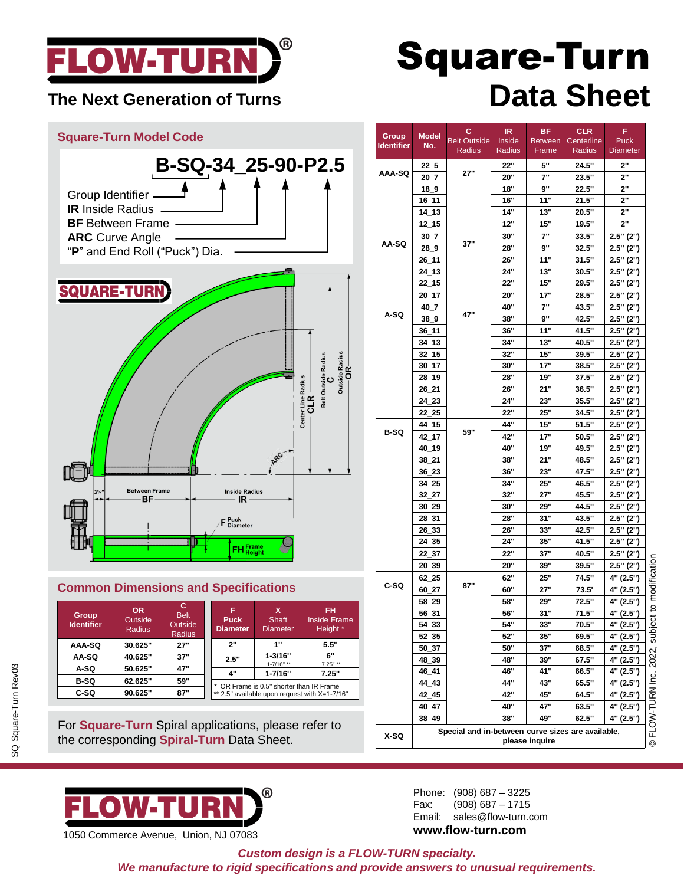# FLOW-TURN®

**The Next Generation of Turns**

# Square-Turn Data Sheet

## Square-Turn Model Code

**B-SQ-34_25-90-P2.5**

- Group Identifier
- **IR** Inside Radius
- **BF** Between Frame
- **ARC** Curve Angle
- “**P**” and End Roll (“Puck”) Dia.

SQUARE-TURN

Center Line Radius **CLR** · Belt Outside Radius **C** · Outside Radius **OR** · ARC · Between Frame **BF** · Inside Radius **IR** · 3⅝" · **F** Puck Diameter · **FH** Frame Height

| Group Identifier | Model No. | C Belt Outside Radius | IR Inside Radius | BF Between Frame | CLR Centerline Radius | F Puck Diameter |
|---|---|---|---|---|---|---|
| AAA-SQ | 22_5 | 27" | 22" | 5" | 24.5" | 2" |
| | 20_7 | | 20" | 7" | 23.5" | 2" |
| | 18_9 | | 18" | 9" | 22.5" | 2" |
| | 16_11 | | 16" | 11" | 21.5" | 2" |
| | 14_13 | | 14" | 13" | 20.5" | 2" |
| | 12_15 | | 12" | 15" | 19.5" | 2" |
| AA-SQ | 30_7 | 37" | 30" | 7" | 33.5" | 2.5" (2") |
| | 28_9 | | 28" | 9" | 32.5" | 2.5" (2") |
| | 26_11 | | 26" | 11" | 31.5" | 2.5" (2") |
| | 24_13 | | 24" | 13" | 30.5" | 2.5" (2") |
| | 22_15 | | 22" | 15" | 29.5" | 2.5" (2") |
| | 20_17 | | 20" | 17" | 28.5" | 2.5" (2") |
| A-SQ | 40_7 | 47" | 40" | 7" | 43.5" | 2.5" (2") |
| | 38_9 | | 38" | 9" | 42.5" | 2.5" (2") |
| | 36_11 | | 36" | 11" | 41.5" | 2.5" (2") |
| | 34_13 | | 34" | 13" | 40.5" | 2.5" (2") |
| | 32_15 | | 32" | 15" | 39.5" | 2.5" (2") |
| | 30_17 | | 30" | 17" | 38.5" | 2.5" (2") |
| | 28_19 | | 28" | 19" | 37.5" | 2.5" (2") |
| | 26_21 | | 26" | 21" | 36.5" | 2.5" (2") |
| | 24_23 | | 24" | 23" | 35.5" | 2.5" (2") |
| | 22_25 | | 22" | 25" | 34.5" | 2.5" (2") |
| B-SQ | 44_15 | 59" | 44" | 15" | 51.5" | 2.5" (2") |
| | 42_17 | | 42" | 17" | 50.5" | 2.5" (2") |
| | 40_19 | | 40" | 19" | 49.5" | 2.5" (2") |
| | 38_21 | | 38" | 21" | 48.5" | 2.5" (2") |
| | 36_23 | | 36" | 23" | 47.5" | 2.5" (2") |
| | 34_25 | | 34" | 25" | 46.5" | 2.5" (2") |
| | 32_27 | | 32" | 27" | 45.5" | 2.5" (2") |
| | 30_29 | | 30" | 29" | 44.5" | 2.5" (2") |
| | 28_31 | | 28" | 31" | 43.5" | 2.5" (2") |
| | 26_33 | | 26" | 33" | 42.5" | 2.5" (2") |
| | 24_35 | | 24" | 35" | 41.5" | 2.5" (2") |
| | 22_37 | | 22" | 37" | 40.5" | 2.5" (2") |
| | 20_39 | | 20" | 39" | 39.5" | 2.5" (2") |
| C-SQ | 62_25 | 87" | 62" | 25" | 74.5" | 4" (2.5") |
| | 60_27 | | 60" | 27" | 73.5' | 4" (2.5") |
| | 58_29 | | 58" | 29" | 72.5" | 4" (2.5") |
| | 56_31 | | 56" | 31" | 71.5" | 4" (2.5") |
| | 54_33 | | 54" | 33" | 70.5" | 4" (2.5") |
| | 52_35 | | 52" | 35" | 69.5" | 4" (2.5") |
| | 50_37 | | 50" | 37" | 68.5" | 4" (2.5") |
| | 48_39 | | 48" | 39" | 67.5" | 4" (2.5") |
| | 46_41 | | 46" | 41" | 66.5" | 4" (2.5") |
| | 44_43 | | 44" | 43" | 65.5" | 4" (2.5") |
| | 42_45 | | 42" | 45" | 64.5" | 4" (2.5") |
| | 40_47 | | 40" | 47" | 63.5' | 4" (2.5") |
| | 38_49 | | 38" | 49" | 62.5" | 4" (2.5") |
| X-SQ | Special and in-between curve sizes are available, please inquire | | | | | |

## Common Dimensions and Specifications

| Group Identifier | OR Outside Radius | C Belt Outside Radius |
|---|---|---|
| AAA-SQ | 30.625" | 27" |
| AA-SQ | 40.625" | 37" |
| A-SQ | 50.625" | 47" |
| B-SQ | 62.625" | 59" |
| C-SQ | 90.625" | 87" |

| F Puck Diameter | X Shaft Diameter | FH Inside Frame Height * |
|---|---|---|
| 2" | 1" | 5.5" |
| 2.5" | 1-3/16" (1-7/16" **) | 6" (7.25" **) |
| 4" | 1-7/16" | 7.25" |

\* OR Frame is 0.5" shorter than IR Frame
\*\* 2.5" available upon request with X=1-7/16"

For **Square-Turn** Spiral applications, please refer to the corresponding **Spiral-Turn** Data Sheet.

© FLOW-TURN Inc. 2022, subject to modification

SQ Square-Turn Rev03

**FLOW-TURN®**
1050 Commerce Avenue, Union, NJ 07083

Phone: (908) 687 – 3225
Fax: (908) 687 – 1715
Email: sales@flow-turn.com
**www.flow-turn.com**

*Custom design is a FLOW-TURN specialty.*
*We manufacture to rigid specifications and provide answers to unusual requirements.*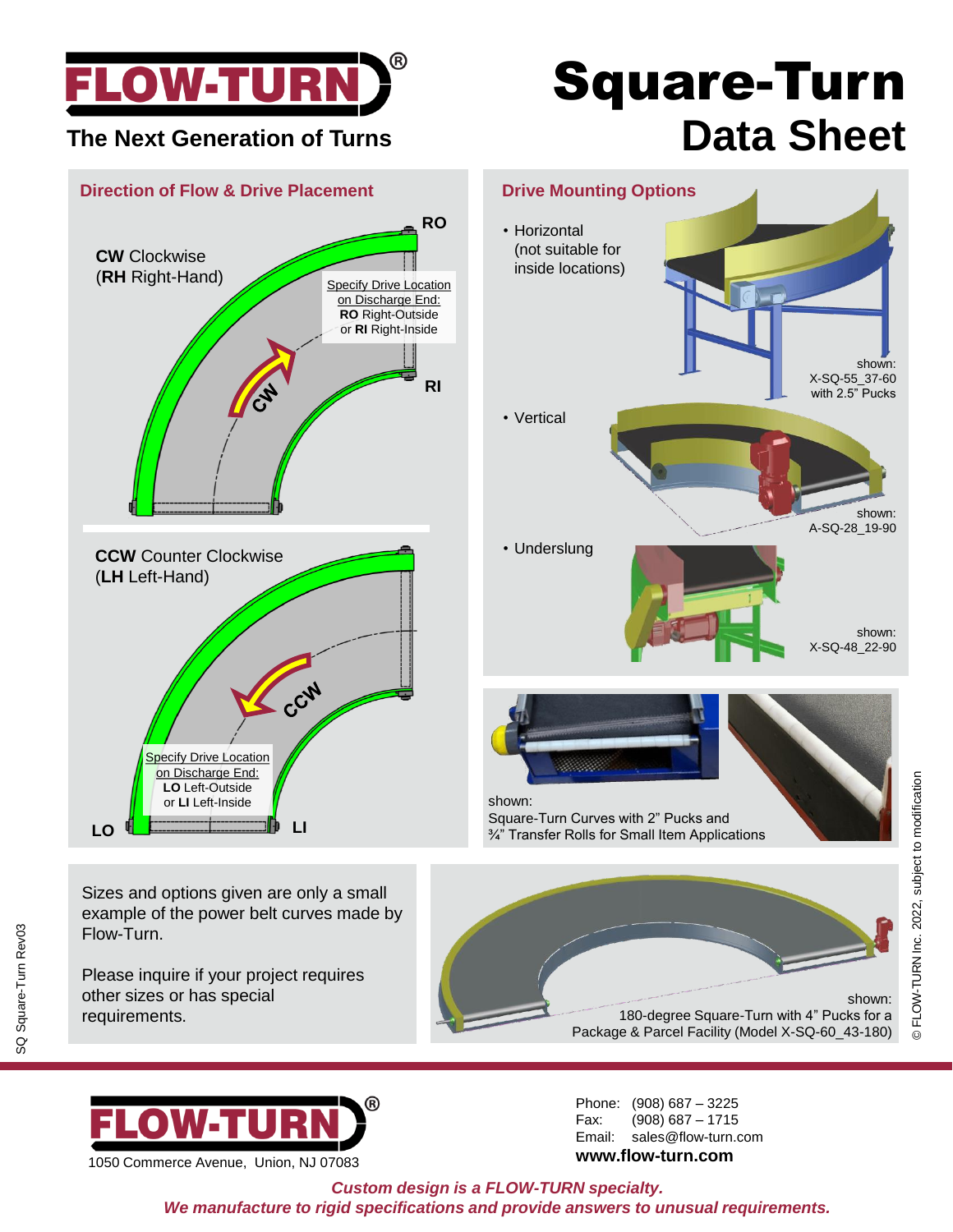# FLOW-TURN®

**The Next Generation of Turns**

# Square-Turn
## Data Sheet

### Direction of Flow & Drive Placement

**CW** Clockwise
(**RH** Right-Hand)

RO

Specify Drive Location on Discharge End:
**RO** Right-Outside
or **RI** Right-Inside

RI

CW

**CCW** Counter Clockwise
(**LH** Left-Hand)

CCW

Specify Drive Location on Discharge End:
**LO** Left-Outside
or **LI** Left-Inside

LO

LI

### Drive Mounting Options

- Horizontal (not suitable for inside locations)

shown:
X-SQ-55_37-60
with 2.5" Pucks

- Vertical

shown:
A-SQ-28_19-90

- Underslung

shown:
X-SQ-48_22-90

shown:
Square-Turn Curves with 2" Pucks and ¾" Transfer Rolls for Small Item Applications

Sizes and options given are only a small example of the power belt curves made by Flow-Turn.

Please inquire if your project requires other sizes or has special requirements.

shown:
180-degree Square-Turn with 4" Pucks for a Package & Parcel Facility (Model X-SQ-60_43-180)

© FLOW-TURN Inc. 2022, subject to modification

SQ Square-Turn Rev03

---

**FLOW-TURN®**

1050 Commerce Avenue, Union, NJ 07083

Phone: (908) 687 – 3225
Fax: (908) 687 – 1715
Email: sales@flow-turn.com
**www.flow-turn.com**

***Custom design is a FLOW-TURN specialty.***
***We manufacture to rigid specifications and provide answers to unusual requirements.***